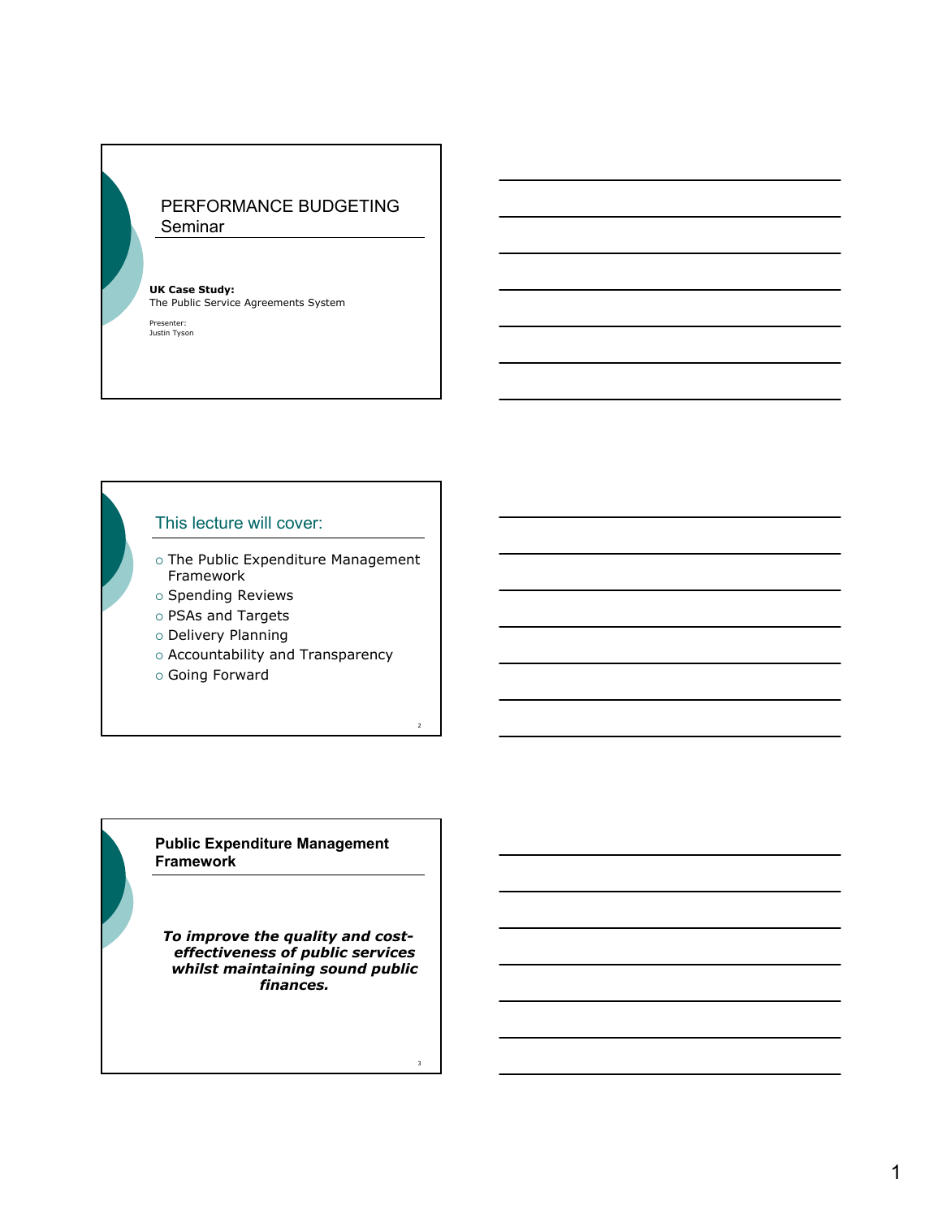# PERFORMANCE BUDGETING Seminar

**UK Case Study:**
The Public Service Agreements System

Presenter:
Justin Tyson

## This lecture will cover:

- The Public Expenditure Management Framework
- Spending Reviews
- PSAs and Targets
- Delivery Planning
- Accountability and Transparency
- Going Forward

## Public Expenditure Management Framework

***To improve the quality and cost-effectiveness of public services whilst maintaining sound public finances.***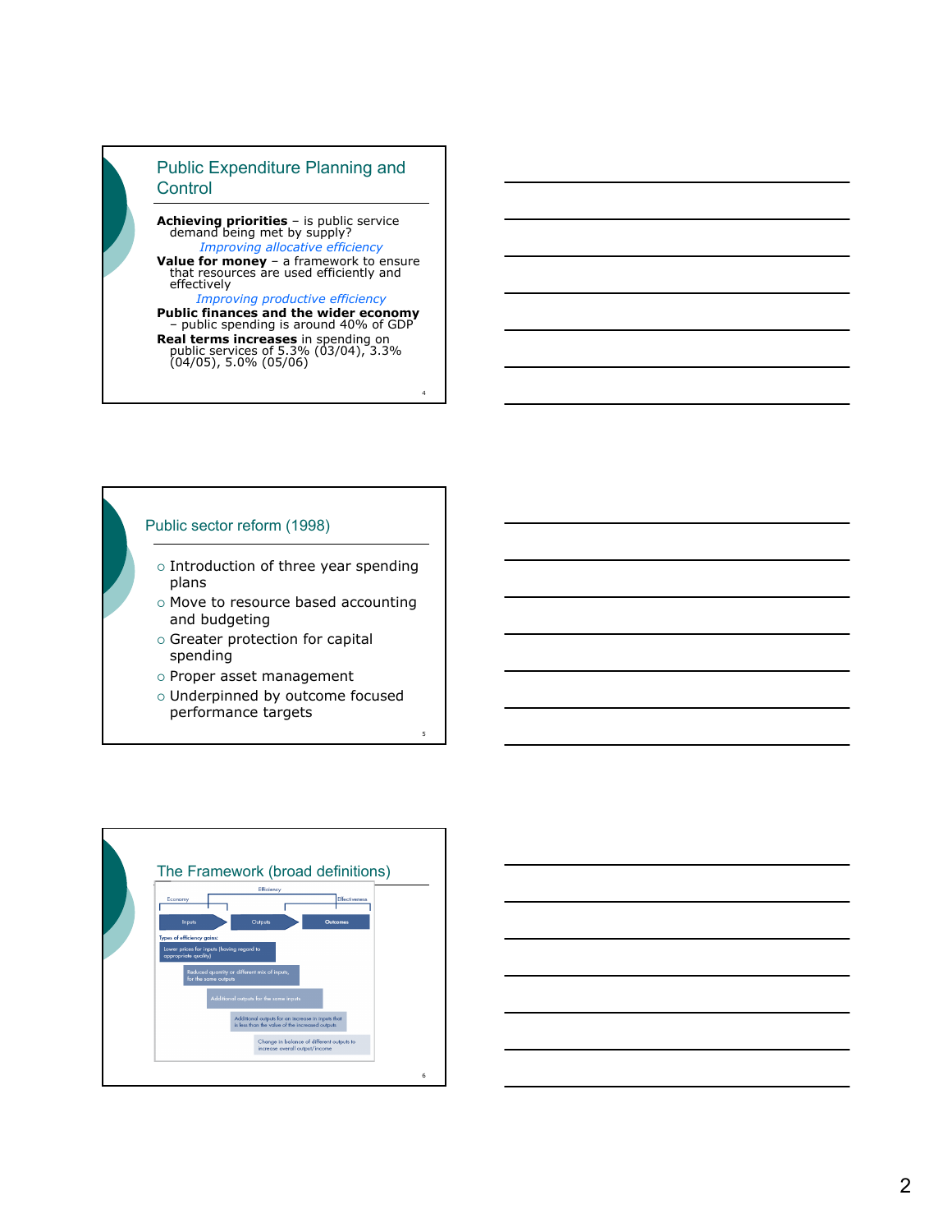## Public Expenditure Planning and Control

**Achieving priorities** – is public service demand being met by supply?

*Improving allocative efficiency*

**Value for money** – a framework to ensure that resources are used efficiently and effectively

*Improving productive efficiency*

**Public finances and the wider economy** – public spending is around 40% of GDP

**Real terms increases** in spending on public services of 5.3% (03/04), 3.3% (04/05), 5.0% (05/06)

## Public sector reform (1998)

- Introduction of three year spending plans
- Move to resource based accounting and budgeting
- Greater protection for capital spending
- Proper asset management
- Underpinned by outcome focused performance targets

## The Framework (broad definitions)

Efficiency

Economy | Effectiveness

Inputs → Outputs → Outcomes

Types of efficiency gains:

- Lower prices for inputs (having regard to appropriate quality)
- Reduced quantity or different mix of inputs, for the same outputs
- Additional outputs for the same inputs
- Additional outputs for an increase in inputs that is less than the value of the increased outputs
- Change in balance of different outputs to increase overall output/income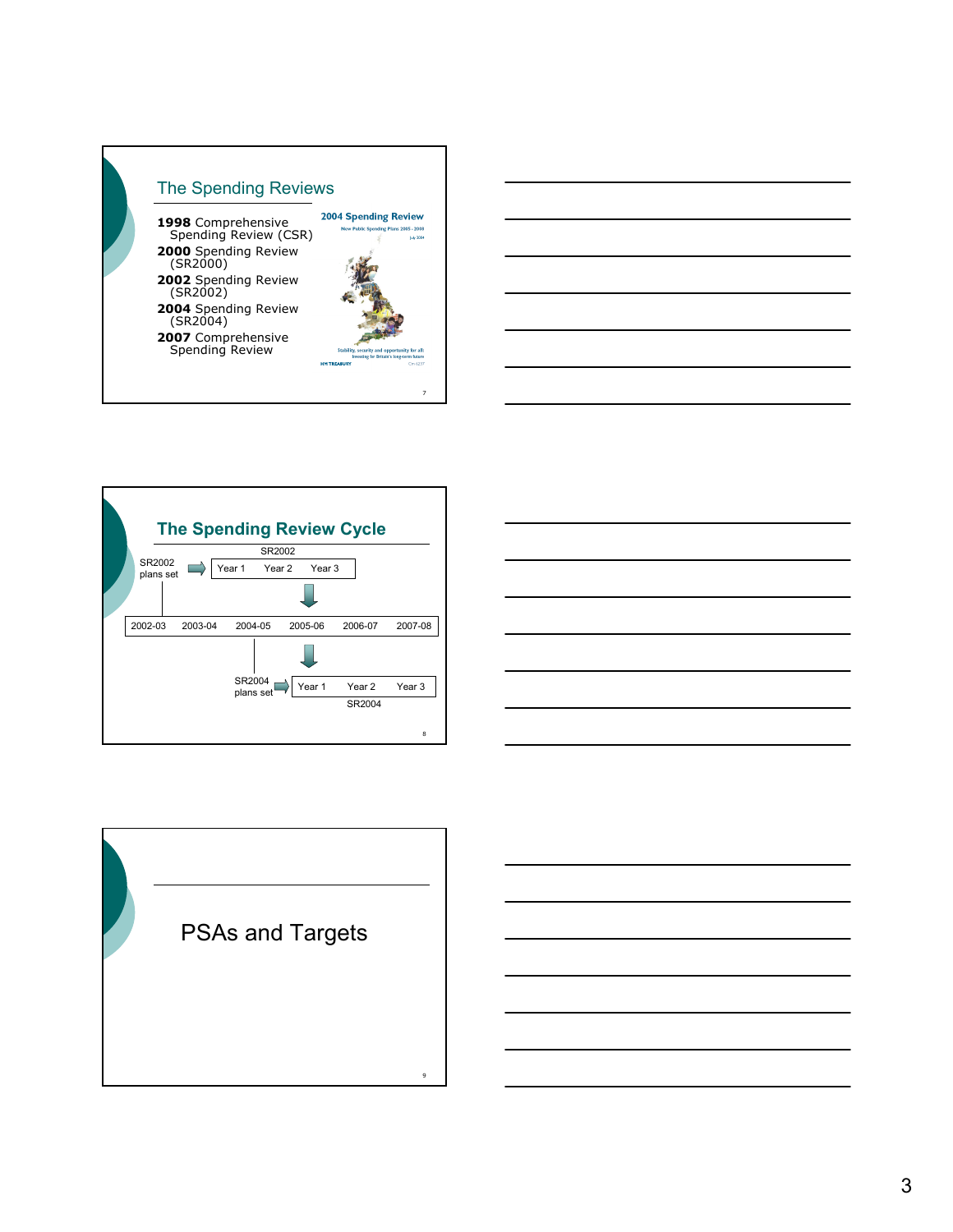## The Spending Reviews

- **1998** Comprehensive Spending Review (CSR)
- **2000** Spending Review (SR2000)
- **2002** Spending Review (SR2002)
- **2004** Spending Review (SR2004)
- **2007** Comprehensive Spending Review

**2004 Spending Review**

New Public Spending Plans 2005 - 2008

July 2004

Stability, security and opportunity for all: Investing for Britain's long-term future

HM TREASURY

Cm 6237

## The Spending Review Cycle

SR2002

SR2002 plans set → Year 1 | Year 2 | Year 3

| 2002-03 | 2003-04 | 2004-05 | 2005-06 | 2006-07 | 2007-08 |
|---|---|---|---|---|---|

SR2004 plans set → Year 1 | Year 2 | Year 3

SR2004

## PSAs and Targets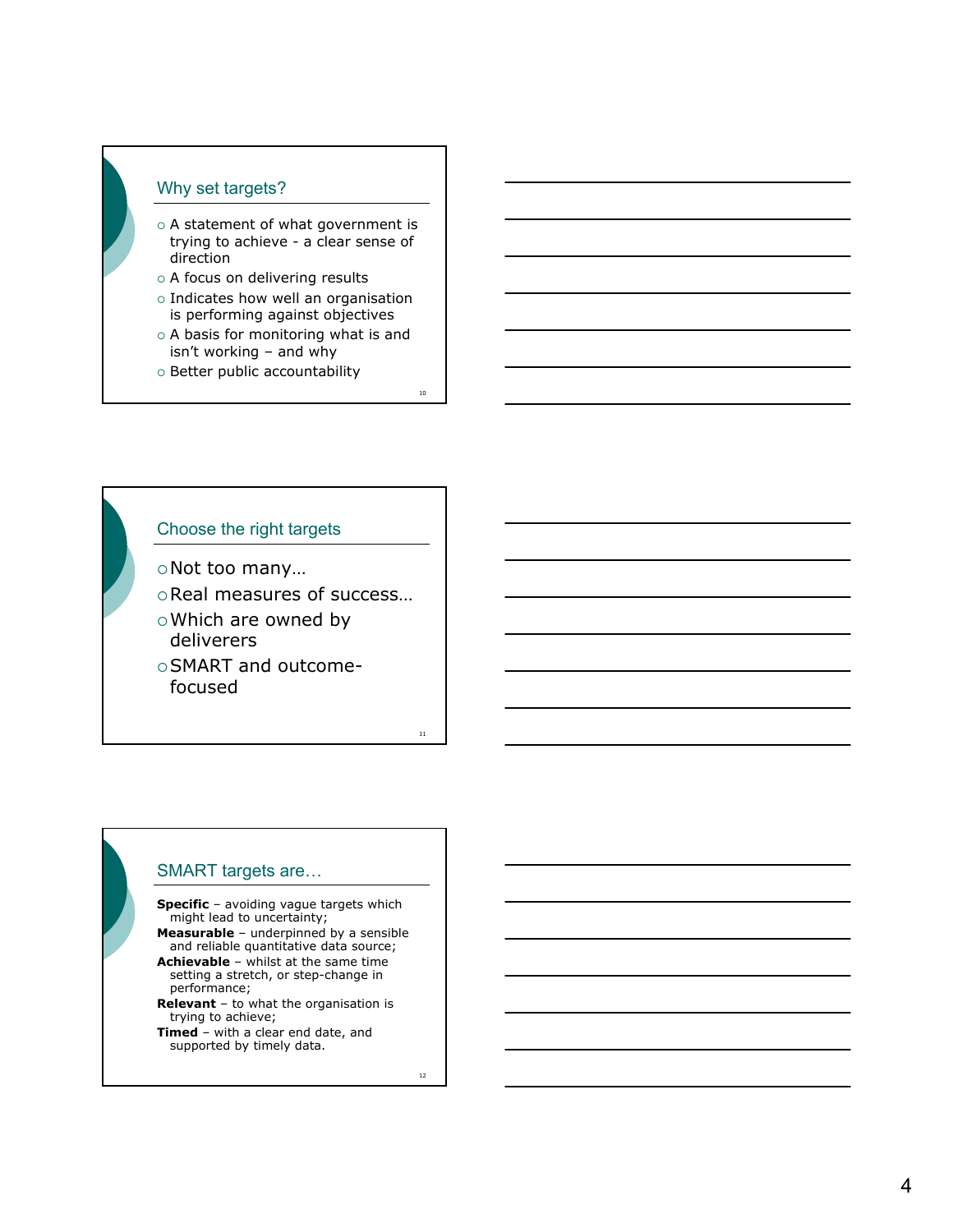## Why set targets?

- A statement of what government is trying to achieve - a clear sense of direction
- A focus on delivering results
- Indicates how well an organisation is performing against objectives
- A basis for monitoring what is and isn't working – and why
- Better public accountability

## Choose the right targets

- Not too many…
- Real measures of success…
- Which are owned by deliverers
- SMART and outcome-focused

## SMART targets are…

**Specific** – avoiding vague targets which might lead to uncertainty;
**Measurable** – underpinned by a sensible and reliable quantitative data source;
**Achievable** – whilst at the same time setting a stretch, or step-change in performance;
**Relevant** – to what the organisation is trying to achieve;
**Timed** – with a clear end date, and supported by timely data.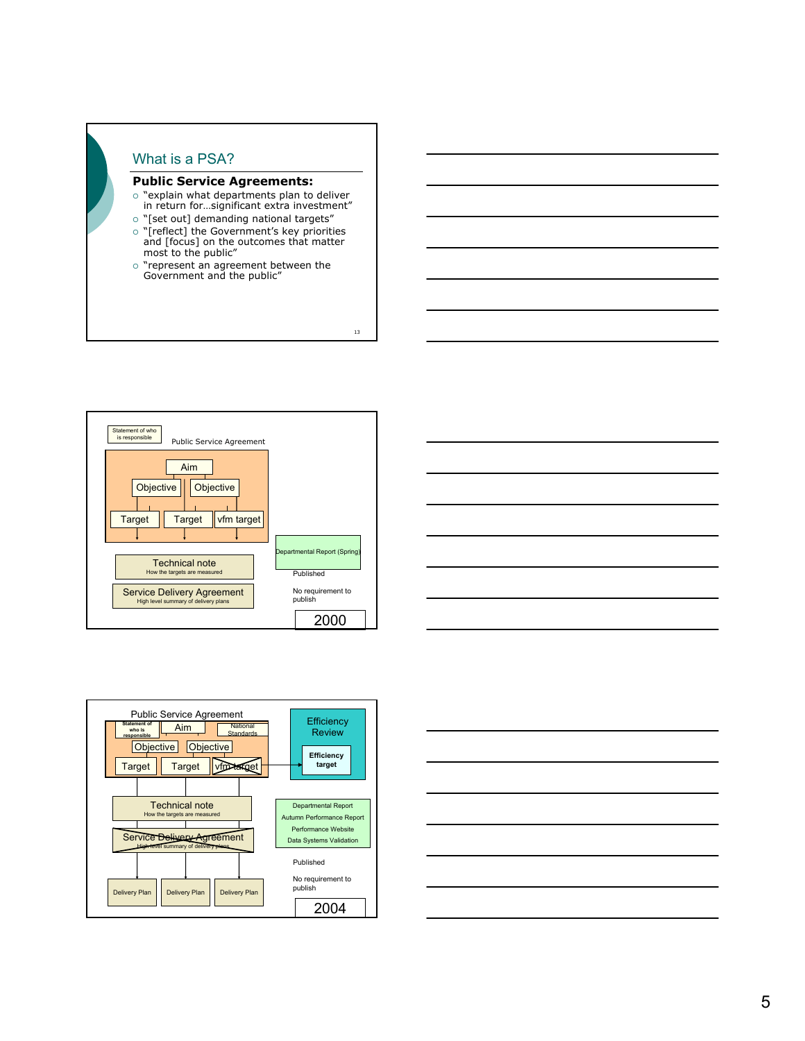## What is a PSA?

**Public Service Agreements:**

- "explain what departments plan to deliver in return for…significant extra investment"
- "[set out] demanding national targets"
- "[reflect] the Government's key priorities and [focus] on the outcomes that matter most to the public"
- "represent an agreement between the Government and the public"

---

Statement of who is responsible

Public Service Agreement

Aim

Objective | Objective

Target | Target | vfm target

Technical note
How the targets are measured

Service Delivery Agreement
High level summary of delivery plans

Departmental Report (Spring)

Published

No requirement to publish

2000

---

Public Service Agreement

Statement of who is responsible | Aim | National Standards

Objective | Objective

Target | Target | ~~vfm target~~

Efficiency Review

Efficiency target

Technical note
How the targets are measured

~~Service Delivery Agreement~~
~~High level summary of delivery plans~~

Departmental Report
Autumn Performance Report
Performance Website
Data Systems Validation

Published

No requirement to publish

Delivery Plan | Delivery Plan | Delivery Plan

2004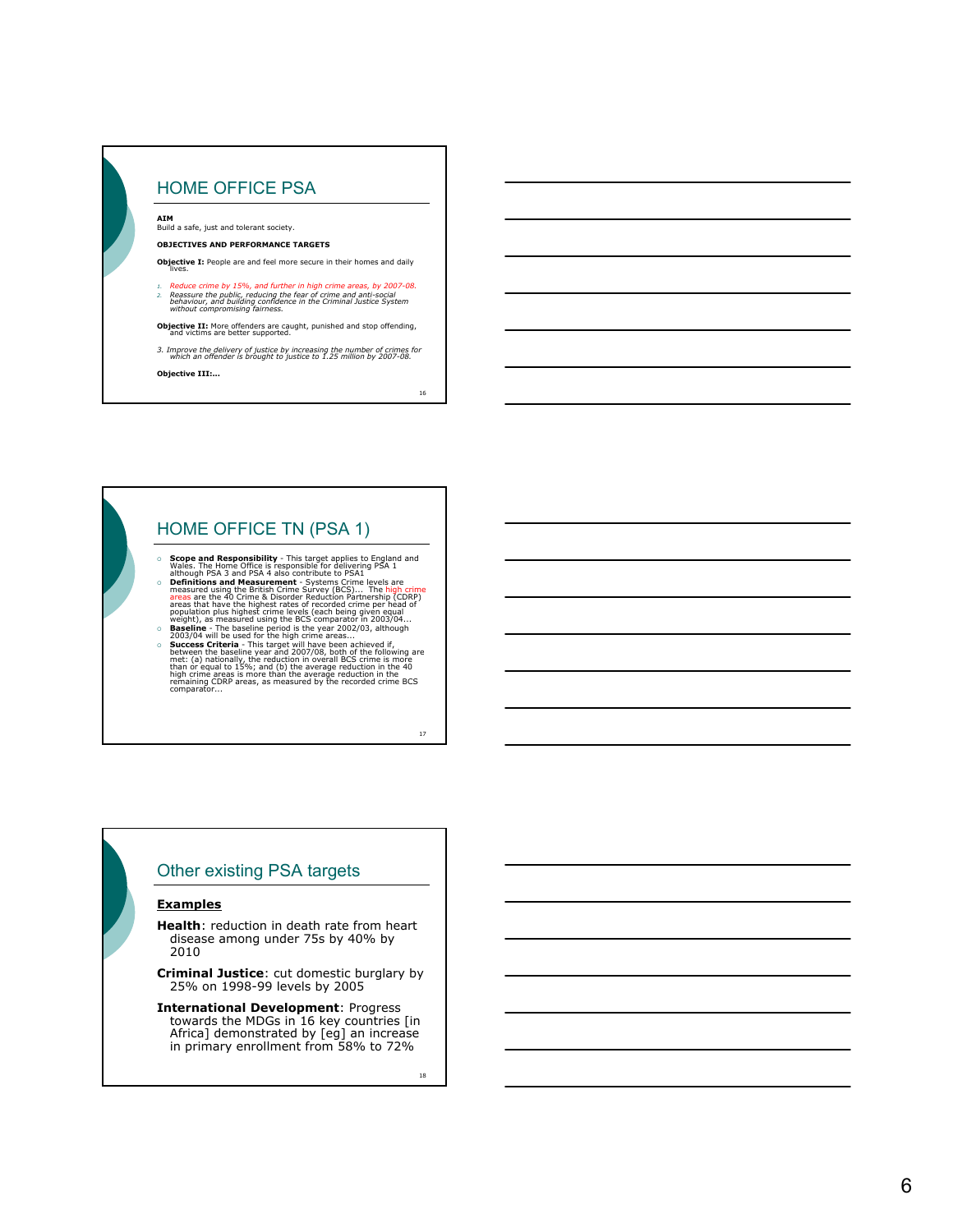## HOME OFFICE PSA

**AIM**
Build a safe, just and tolerant society.

**OBJECTIVES AND PERFORMANCE TARGETS**

**Objective I:** People are and feel more secure in their homes and daily lives.

1. *Reduce crime by 15%, and further in high crime areas, by 2007-08.*
2. *Reassure the public, reducing the fear of crime and anti-social behaviour, and building confidence in the Criminal Justice System without compromising fairness.*

**Objective II:** More offenders are caught, punished and stop offending, and victims are better supported.

3. *Improve the delivery of justice by increasing the number of crimes for which an offender is brought to justice to 1.25 million by 2007-08.*

**Objective III:...**

## HOME OFFICE TN (PSA 1)

- **Scope and Responsibility** - This target applies to England and Wales. The Home Office is responsible for delivering PSA 1 although PSA 3 and PSA 4 also contribute to PSA1
- **Definitions and Measurement** - Systems Crime levels are measured using the British Crime Survey (BCS)... The high crime areas are the 40 Crime & Disorder Reduction Partnership (CDRP) areas that have the highest rates of recorded crime per head of population plus highest crime levels (each being given equal weight), as measured using the BCS comparator in 2003/04...
- **Baseline** - The baseline period is the year 2002/03, although 2003/04 will be used for the high crime areas...
- **Success Criteria** - This target will have been achieved if, between the baseline year and 2007/08, both of the following are met: (a) nationally, the reduction in overall BCS crime is more than or equal to 15%; and (b) the average reduction in the 40 high crime areas is more than the average reduction in the remaining CDRP areas, as measured by the recorded crime BCS comparator...

## Other existing PSA targets

**Examples**

**Health**: reduction in death rate from heart disease among under 75s by 40% by 2010

**Criminal Justice**: cut domestic burglary by 25% on 1998-99 levels by 2005

**International Development**: Progress towards the MDGs in 16 key countries [in Africa] demonstrated by [eg] an increase in primary enrollment from 58% to 72%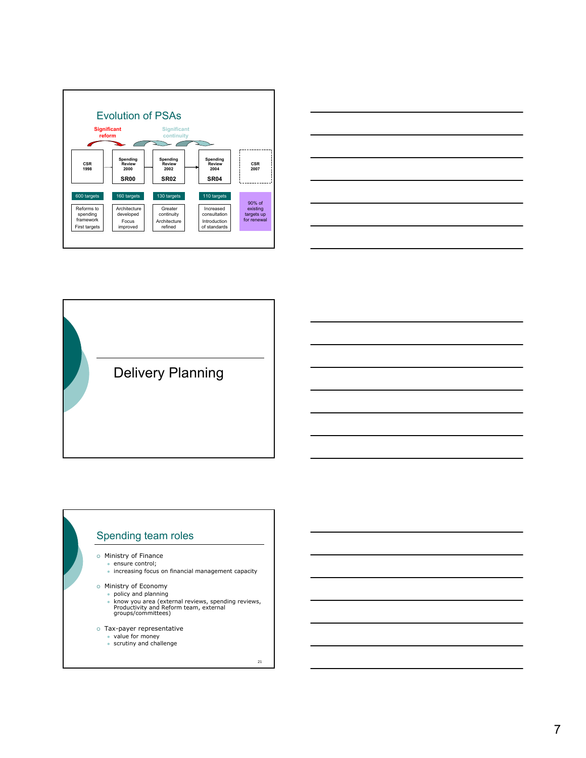## Evolution of PSAs

Significant reform — Significant continuity

| CSR 1998 | Spending Review 2000 SR00 | Spending Review 2002 SR02 | Spending Review 2004 SR04 | CSR 2007 |
|---|---|---|---|---|
| 600 targets | 160 targets | 130 targets | 110 targets | 90% of existing targets up for renewal |
| Reforms to spending framework First targets | Architecture developed Focus improved | Greater continuity Architecture refined | Increased consultation Introduction of standards | |

## Delivery Planning

## Spending team roles

- Ministry of Finance
  - ensure control;
  - increasing focus on financial management capacity
- Ministry of Economy
  - policy and planning
  - know you area (external reviews, spending reviews, Productivity and Reform team, external groups/committees)
- Tax-payer representative
  - value for money
  - scrutiny and challenge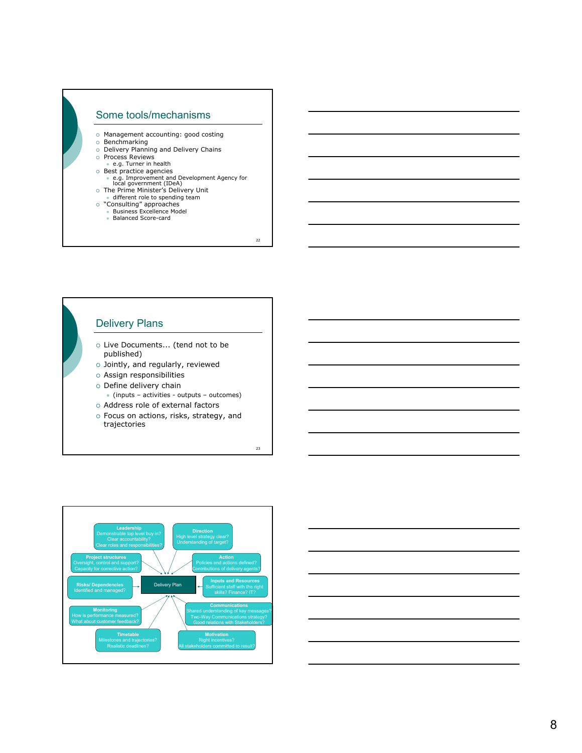## Some tools/mechanisms

- Management accounting: good costing
- Benchmarking
- Delivery Planning and Delivery Chains
- Process Reviews
  - e.g. Turner in health
- Best practice agencies
  - e.g. Improvement and Development Agency for local government (IDeA)
- The Prime Minister's Delivery Unit
  - different role to spending team
- "Consulting" approaches
  - Business Excellence Model
  - Balanced Score-card

## Delivery Plans

- Live Documents... (tend not to be published)
- Jointly, and regularly, reviewed
- Assign responsibilities
- Define delivery chain
  - (inputs – activities - outputs – outcomes)
- Address role of external factors
- Focus on actions, risks, strategy, and trajectories

**Delivery Plan**

- **Leadership**: Demonstrable top level buy in? Clear accountability? Clear roles and responsibilities?
- **Direction**: High level strategy clear? Understanding of target?
- **Project structures**: Oversight, control and support? Capacity for corrective action?
- **Action**: Policies and actions defined? Contributions of delivery agents?
- **Risks/ Dependencies**: Identified and managed?
- **Inputs and Resources**: Sufficient staff with the right skills? Finance? IT?
- **Monitoring**: How is performance measured? What about customer feedback?
- **Communications**: Shared understanding of key messages? Two-Way Communications strategy? Good relations with Stakeholders?
- **Timetable**: Milestones and trajectories? Realistic deadlines?
- **Motivation**: Right incentives? All stakeholders committed to result?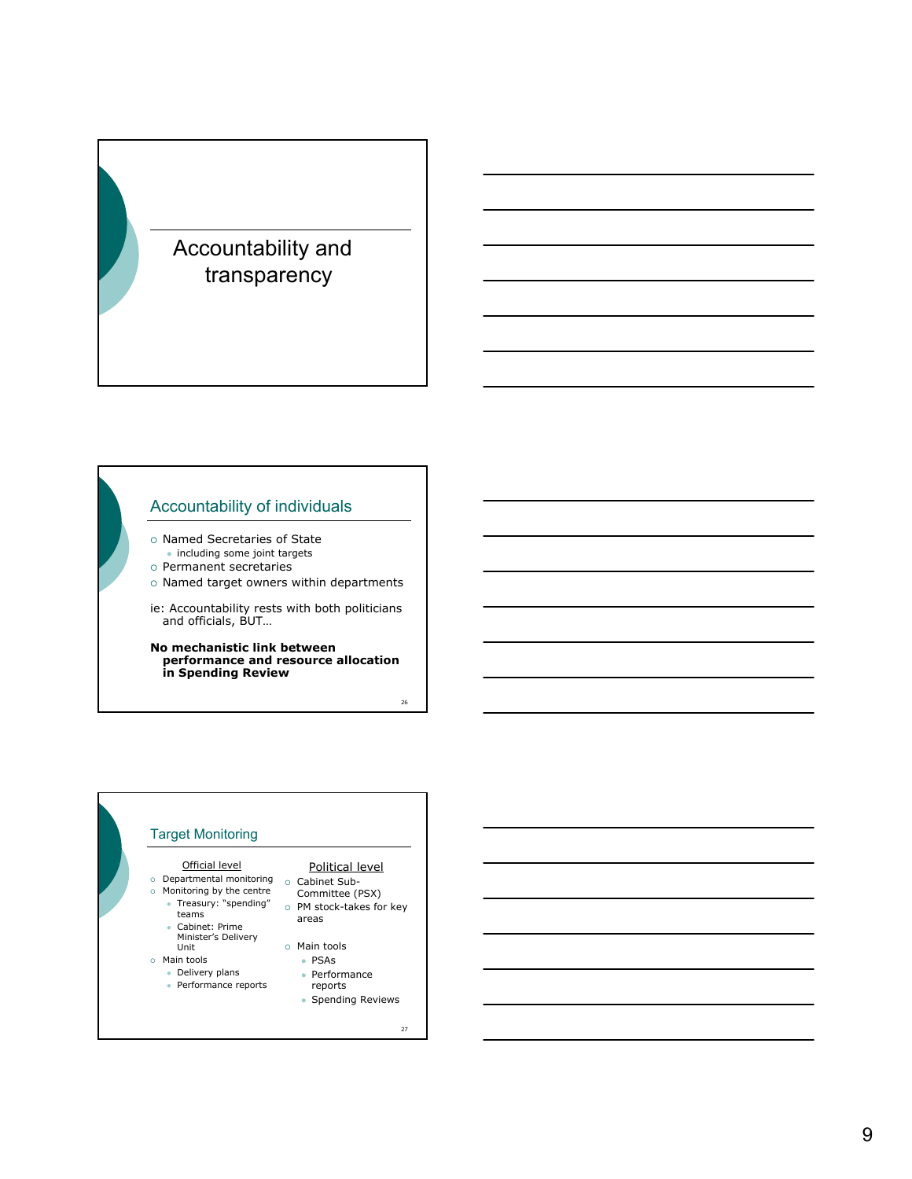# Accountability and transparency

## Accountability of individuals

- Named Secretaries of State
  - including some joint targets
- Permanent secretaries
- Named target owners within departments

ie: Accountability rests with both politicians and officials, BUT…

**No mechanistic link between performance and resource allocation in Spending Review**

## Target Monitoring

Official level

- Departmental monitoring
- Monitoring by the centre
  - Treasury: "spending" teams
  - Cabinet: Prime Minister's Delivery Unit
- Main tools
  - Delivery plans
  - Performance reports

Political level

- Cabinet Sub-Committee (PSX)
- PM stock-takes for key areas
- Main tools
  - PSAs
  - Performance reports
  - Spending Reviews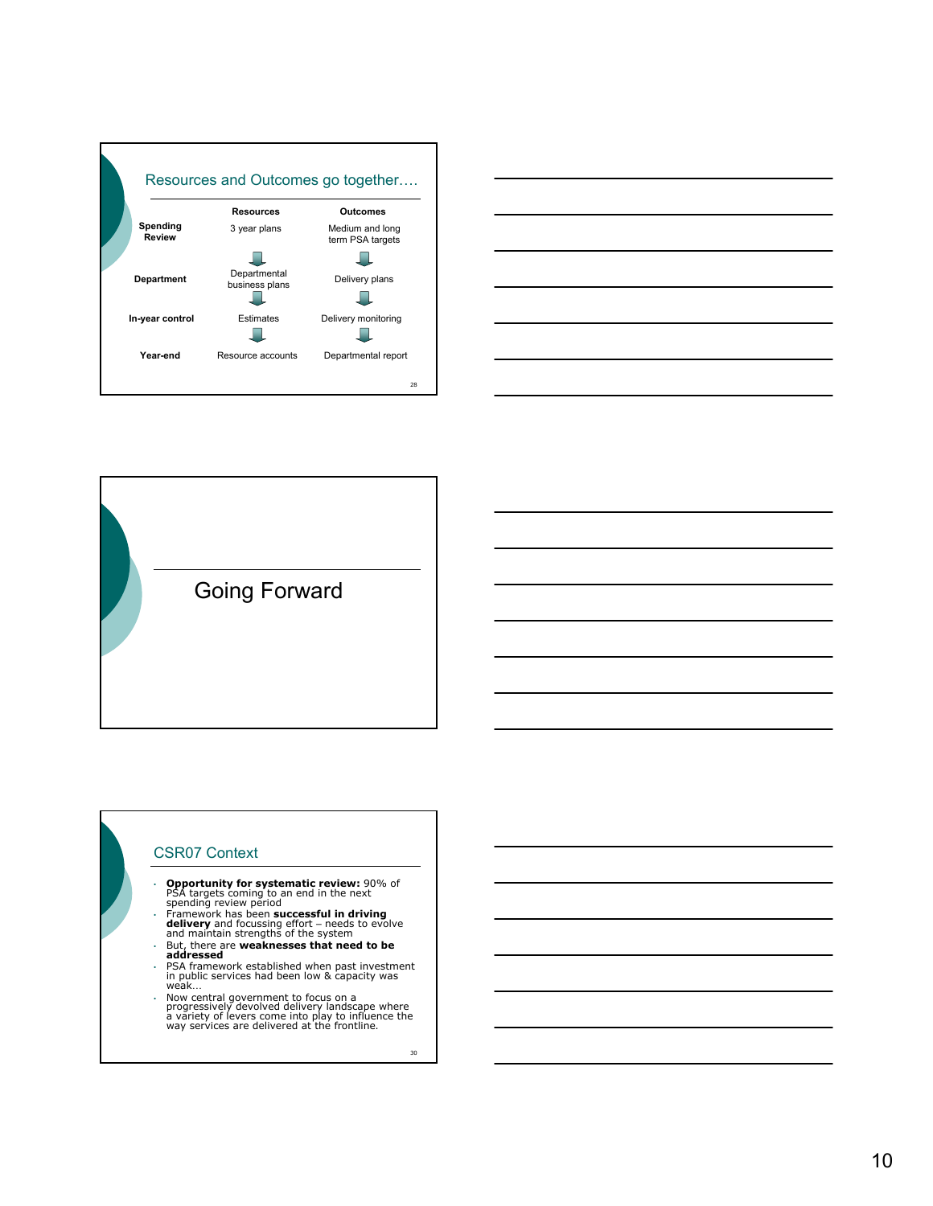## Resources and Outcomes go together….

| | Resources | Outcomes |
|---|---|---|
| **Spending Review** | 3 year plans | Medium and long term PSA targets |
| **Department** | Departmental business plans | Delivery plans |
| **In-year control** | Estimates | Delivery monitoring |
| **Year-end** | Resource accounts | Departmental report |

## Going Forward

## CSR07 Context

- **Opportunity for systematic review:** 90% of PSA targets coming to an end in the next spending review period
- Framework has been **successful in driving delivery** and focussing effort – needs to evolve and maintain strengths of the system
- But, there are **weaknesses that need to be addressed**
- PSA framework established when past investment in public services had been low & capacity was weak…
- Now central government to focus on a progressively devolved delivery landscape where a variety of levers come into play to influence the way services are delivered at the frontline.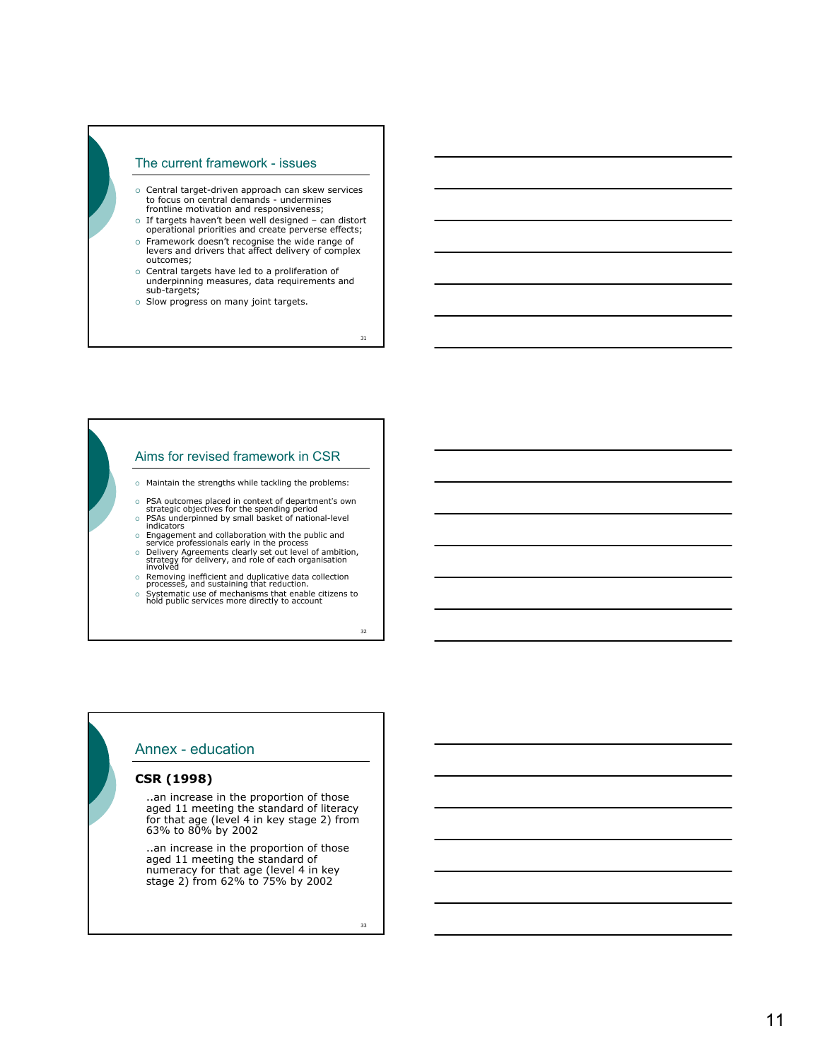## The current framework - issues

- Central target-driven approach can skew services to focus on central demands - undermines frontline motivation and responsiveness;
- If targets haven't been well designed – can distort operational priorities and create perverse effects;
- Framework doesn't recognise the wide range of levers and drivers that affect delivery of complex outcomes;
- Central targets have led to a proliferation of underpinning measures, data requirements and sub-targets;
- Slow progress on many joint targets.

## Aims for revised framework in CSR

- Maintain the strengths while tackling the problems:
- PSA outcomes placed in context of department's own strategic objectives for the spending period
- PSAs underpinned by small basket of national-level indicators
- Engagement and collaboration with the public and service professionals early in the process
- Delivery Agreements clearly set out level of ambition, strategy for delivery, and role of each organisation involved
- Removing inefficient and duplicative data collection processes, and sustaining that reduction.
- Systematic use of mechanisms that enable citizens to hold public services more directly to account

## Annex - education

**CSR (1998)**

..an increase in the proportion of those aged 11 meeting the standard of literacy for that age (level 4 in key stage 2) from 63% to 80% by 2002

..an increase in the proportion of those aged 11 meeting the standard of numeracy for that age (level 4 in key stage 2) from 62% to 75% by 2002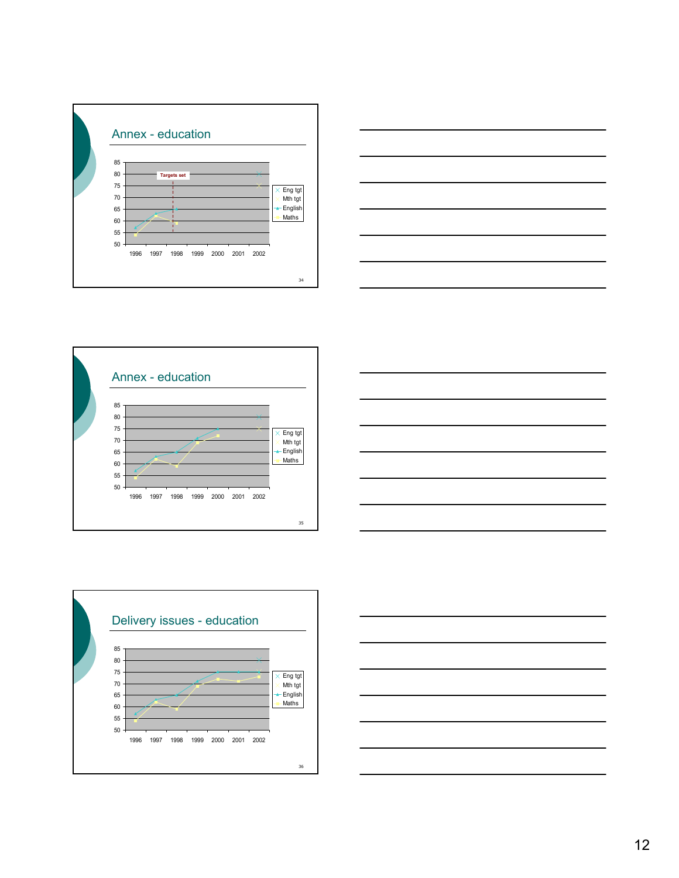## Annex - education

85
80
75
70
65
60
55
50

Targets set

1996 1997 1998 1999 2000 2001 2002

Eng tgt
Mth tgt
English
Maths

## Annex - education

85
80
75
70
65
60
55
50

1996 1997 1998 1999 2000 2001 2002

Eng tgt
Mth tgt
English
Maths

## Delivery issues - education

85
80
75
70
65
60
55
50

1996 1997 1998 1999 2000 2001 2002

Eng tgt
Mth tgt
English
Maths